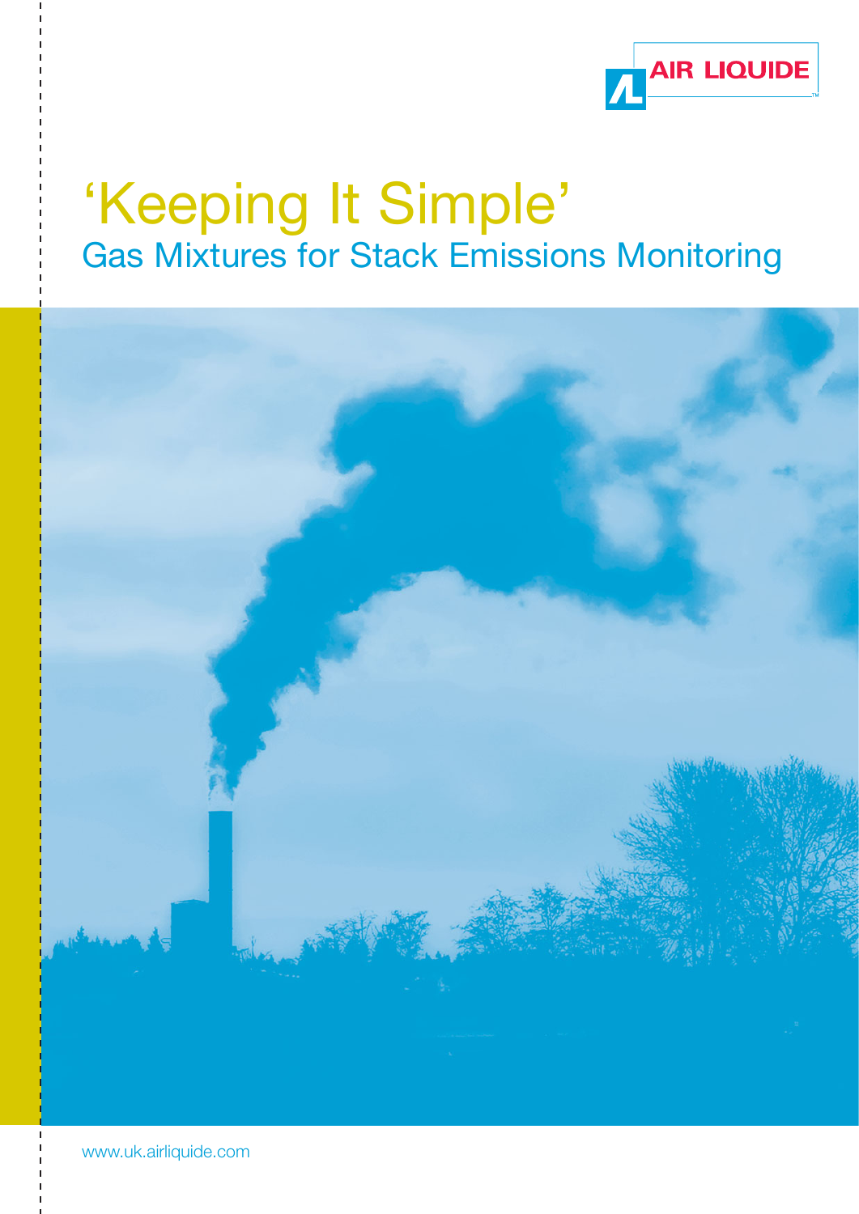AIR LIQUIDE

# 'Keeping It Simple'

## Gas Mixtures for Stack Emissions Monitoring

www.uk.airliquide.com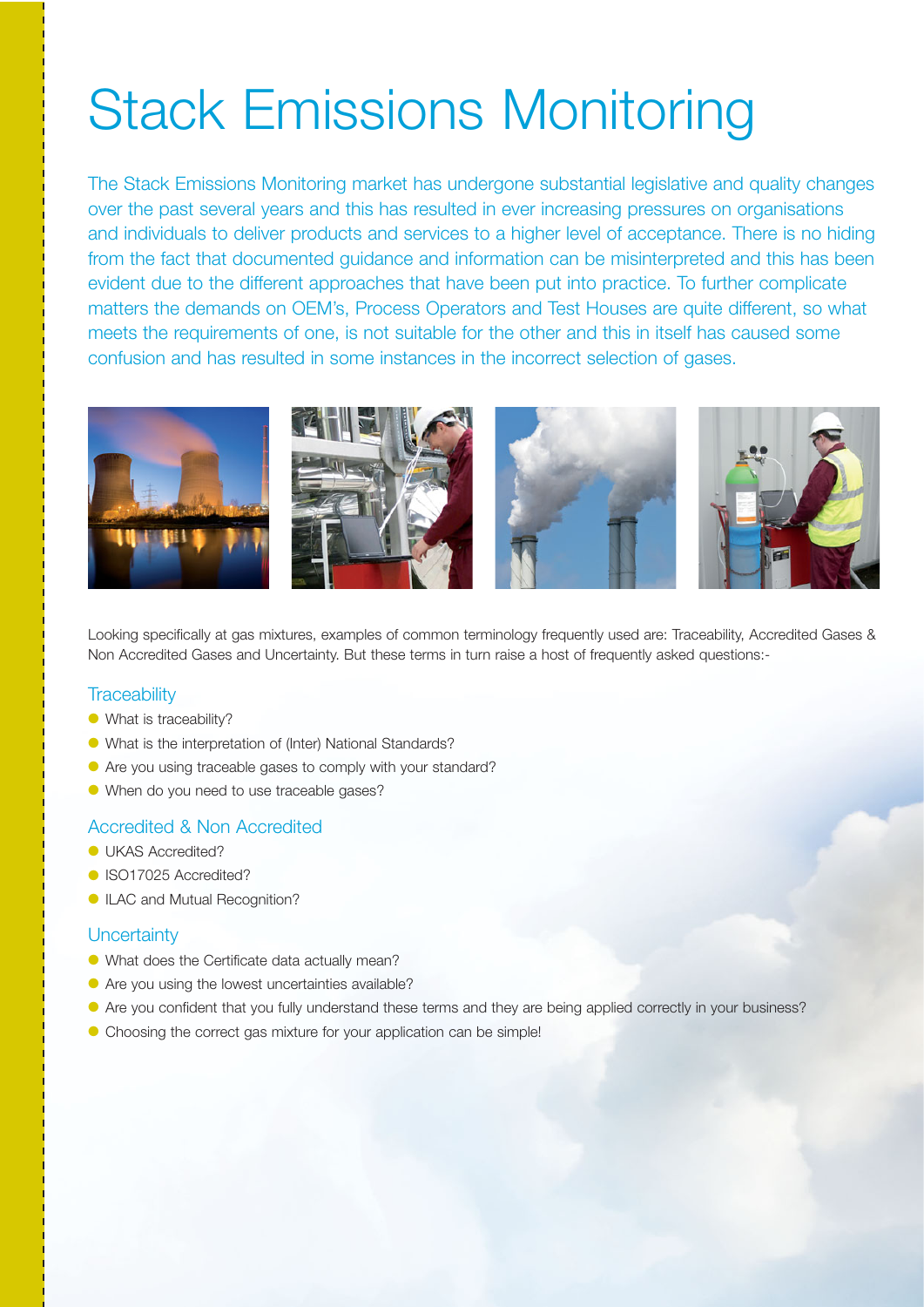# Stack Emissions Monitoring

The Stack Emissions Monitoring market has undergone substantial legislative and quality changes over the past several years and this has resulted in ever increasing pressures on organisations and individuals to deliver products and services to a higher level of acceptance. There is no hiding from the fact that documented guidance and information can be misinterpreted and this has been evident due to the different approaches that have been put into practice. To further complicate matters the demands on OEM's, Process Operators and Test Houses are quite different, so what meets the requirements of one, is not suitable for the other and this in itself has caused some confusion and has resulted in some instances in the incorrect selection of gases.

Looking specifically at gas mixtures, examples of common terminology frequently used are: Traceability, Accredited Gases & Non Accredited Gases and Uncertainty. But these terms in turn raise a host of frequently asked questions:-

## Traceability

- What is traceability?
- What is the interpretation of (Inter) National Standards?
- Are you using traceable gases to comply with your standard?
- When do you need to use traceable gases?

## Accredited & Non Accredited

- UKAS Accredited?
- ISO17025 Accredited?
- ILAC and Mutual Recognition?

## Uncertainty

- What does the Certificate data actually mean?
- Are you using the lowest uncertainties available?
- Are you confident that you fully understand these terms and they are being applied correctly in your business?
- Choosing the correct gas mixture for your application can be simple!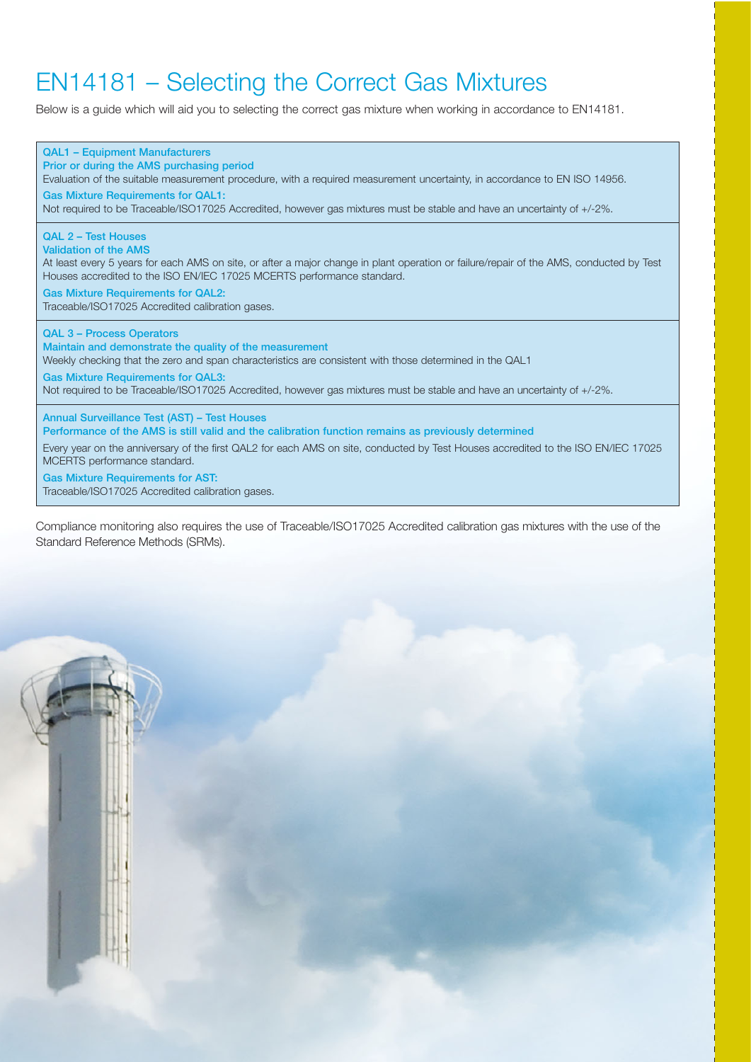# EN14181 – Selecting the Correct Gas Mixtures

Below is a guide which will aid you to selecting the correct gas mixture when working in accordance to EN14181.

**QAL1 – Equipment Manufacturers**
**Prior or during the AMS purchasing period**

Evaluation of the suitable measurement procedure, with a required measurement uncertainty, in accordance to EN ISO 14956.

**Gas Mixture Requirements for QAL1:**

Not required to be Traceable/ISO17025 Accredited, however gas mixtures must be stable and have an uncertainty of +/-2%.

**QAL 2 – Test Houses**
**Validation of the AMS**

At least every 5 years for each AMS on site, or after a major change in plant operation or failure/repair of the AMS, conducted by Test Houses accredited to the ISO EN/IEC 17025 MCERTS performance standard.

**Gas Mixture Requirements for QAL2:**

Traceable/ISO17025 Accredited calibration gases.

**QAL 3 – Process Operators**
**Maintain and demonstrate the quality of the measurement**

Weekly checking that the zero and span characteristics are consistent with those determined in the QAL1

**Gas Mixture Requirements for QAL3:**

Not required to be Traceable/ISO17025 Accredited, however gas mixtures must be stable and have an uncertainty of +/-2%.

**Annual Surveillance Test (AST) – Test Houses**
**Performance of the AMS is still valid and the calibration function remains as previously determined**

Every year on the anniversary of the first QAL2 for each AMS on site, conducted by Test Houses accredited to the ISO EN/IEC 17025 MCERTS performance standard.

**Gas Mixture Requirements for AST:**

Traceable/ISO17025 Accredited calibration gases.

Compliance monitoring also requires the use of Traceable/ISO17025 Accredited calibration gas mixtures with the use of the Standard Reference Methods (SRMs).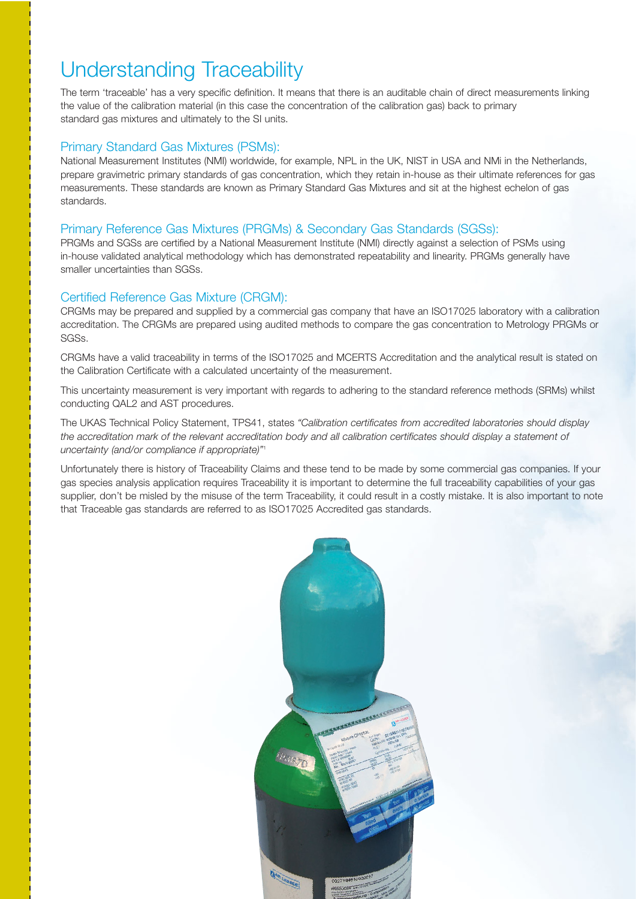# Understanding Traceability

The term 'traceable' has a very specific definition. It means that there is an auditable chain of direct measurements linking the value of the calibration material (in this case the concentration of the calibration gas) back to primary standard gas mixtures and ultimately to the SI units.

## Primary Standard Gas Mixtures (PSMs):

National Measurement Institutes (NMI) worldwide, for example, NPL in the UK, NIST in USA and NMi in the Netherlands, prepare gravimetric primary standards of gas concentration, which they retain in-house as their ultimate references for gas measurements. These standards are known as Primary Standard Gas Mixtures and sit at the highest echelon of gas standards.

## Primary Reference Gas Mixtures (PRGMs) & Secondary Gas Standards (SGSs):

PRGMs and SGSs are certified by a National Measurement Institute (NMI) directly against a selection of PSMs using in-house validated analytical methodology which has demonstrated repeatability and linearity. PRGMs generally have smaller uncertainties than SGSs.

## Certified Reference Gas Mixture (CRGM):

CRGMs may be prepared and supplied by a commercial gas company that have an ISO17025 laboratory with a calibration accreditation. The CRGMs are prepared using audited methods to compare the gas concentration to Metrology PRGMs or SGSs.

CRGMs have a valid traceability in terms of the ISO17025 and MCERTS Accreditation and the analytical result is stated on the Calibration Certificate with a calculated uncertainty of the measurement.

This uncertainty measurement is very important with regards to adhering to the standard reference methods (SRMs) whilst conducting QAL2 and AST procedures.

The UKAS Technical Policy Statement, TPS41, states *"Calibration certificates from accredited laboratories should display the accreditation mark of the relevant accreditation body and all calibration certificates should display a statement of uncertainty (and/or compliance if appropriate)"*[1]

Unfortunately there is history of Traceability Claims and these tend to be made by some commercial gas companies. If your gas species analysis application requires Traceability it is important to determine the full traceability capabilities of your gas supplier, don't be misled by the misuse of the term Traceability, it could result in a costly mistake. It is also important to note that Traceable gas standards are referred to as ISO17025 Accredited gas standards.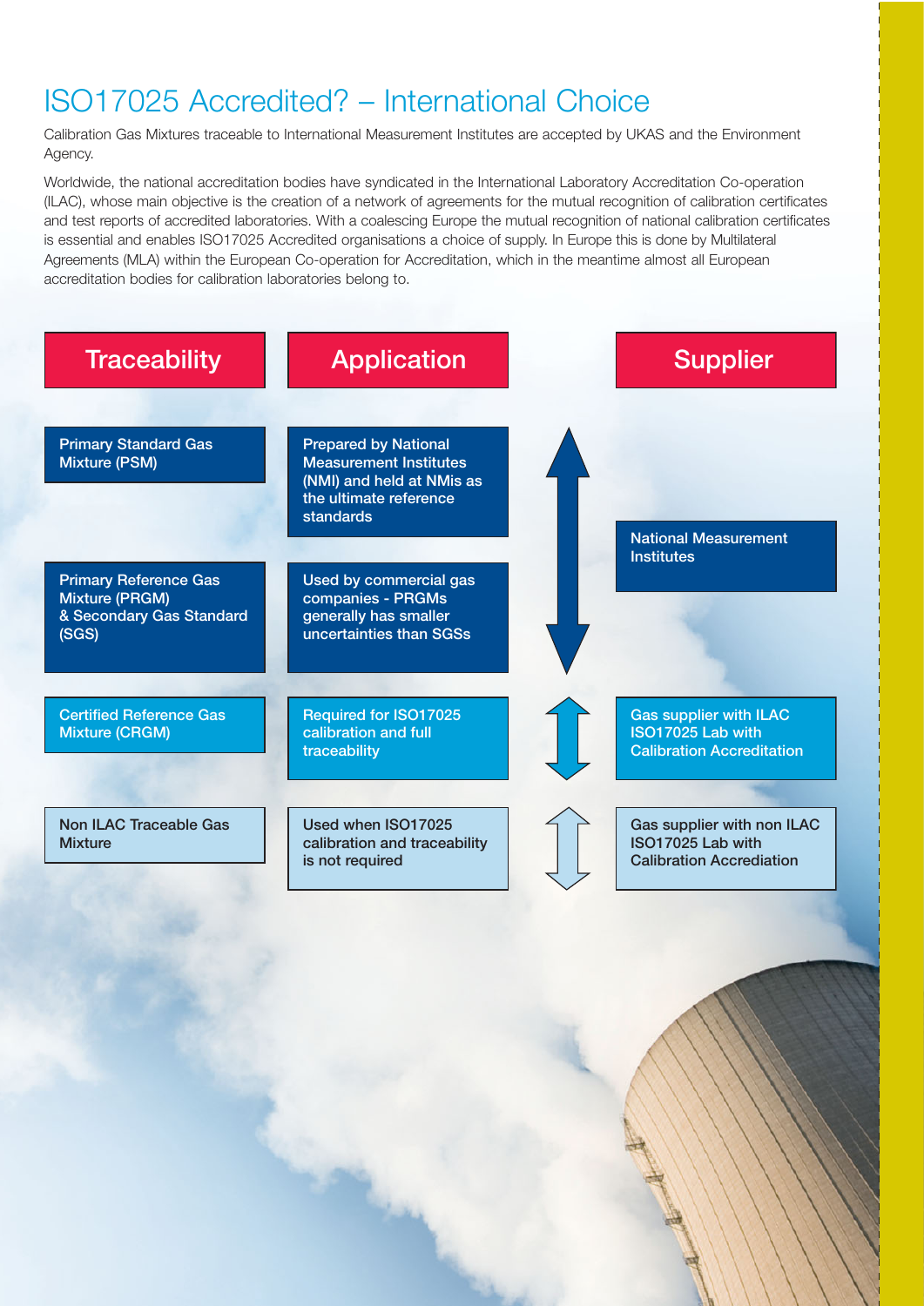# ISO17025 Accredited? – International Choice

Calibration Gas Mixtures traceable to International Measurement Institutes are accepted by UKAS and the Environment Agency.

Worldwide, the national accreditation bodies have syndicated in the International Laboratory Accreditation Co-operation (ILAC), whose main objective is the creation of a network of agreements for the mutual recognition of calibration certificates and test reports of accredited laboratories. With a coalescing Europe the mutual recognition of national calibration certificates is essential and enables ISO17025 Accredited organisations a choice of supply. In Europe this is done by Multilateral Agreements (MLA) within the European Co-operation for Accreditation, which in the meantime almost all European accreditation bodies for calibration laboratories belong to.

| Traceability | Application | Supplier |
|---|---|---|
| Primary Standard Gas Mixture (PSM) | Prepared by National Measurement Institutes (NMI) and held at NMIs as the ultimate reference standards | National Measurement Institutes |
| Primary Reference Gas Mixture (PRGM) & Secondary Gas Standard (SGS) | Used by commercial gas companies - PRGMs generally has smaller uncertainties than SGSs | |
| Certified Reference Gas Mixture (CRGM) | Required for ISO17025 calibration and full traceability | Gas supplier with ILAC ISO17025 Lab with Calibration Accreditation |
| Non ILAC Traceable Gas Mixture | Used when ISO17025 calibration and traceability is not required | Gas supplier with non ILAC ISO17025 Lab with Calibration Accrediation |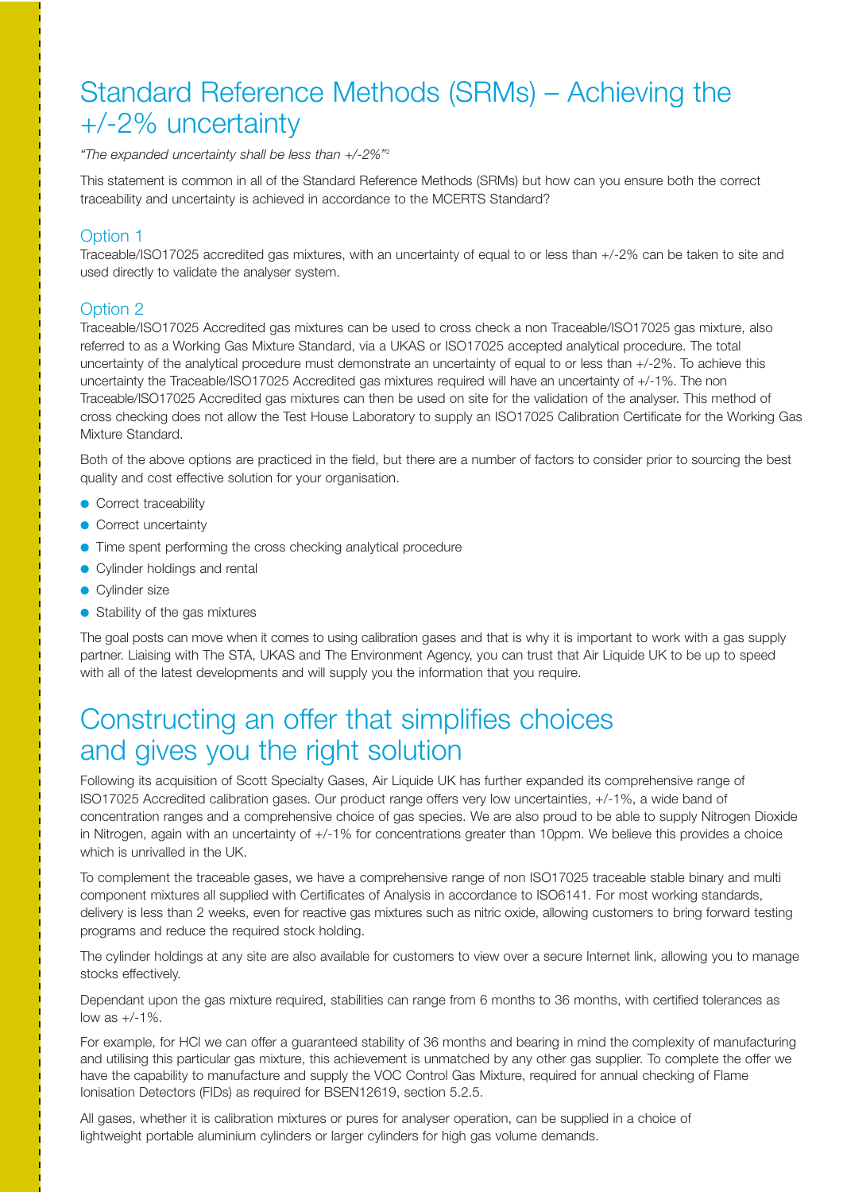# Standard Reference Methods (SRMs) – Achieving the +/-2% uncertainty

*"The expanded uncertainty shall be less than +/-2%"*[2]

This statement is common in all of the Standard Reference Methods (SRMs) but how can you ensure both the correct traceability and uncertainty is achieved in accordance to the MCERTS Standard?

## Option 1

Traceable/ISO17025 accredited gas mixtures, with an uncertainty of equal to or less than +/-2% can be taken to site and used directly to validate the analyser system.

## Option 2

Traceable/ISO17025 Accredited gas mixtures can be used to cross check a non Traceable/ISO17025 gas mixture, also referred to as a Working Gas Mixture Standard, via a UKAS or ISO17025 accepted analytical procedure. The total uncertainty of the analytical procedure must demonstrate an uncertainty of equal to or less than +/-2%. To achieve this uncertainty the Traceable/ISO17025 Accredited gas mixtures required will have an uncertainty of +/-1%. The non Traceable/ISO17025 Accredited gas mixtures can then be used on site for the validation of the analyser. This method of cross checking does not allow the Test House Laboratory to supply an ISO17025 Calibration Certificate for the Working Gas Mixture Standard.

Both of the above options are practiced in the field, but there are a number of factors to consider prior to sourcing the best quality and cost effective solution for your organisation.

- Correct traceability
- Correct uncertainty
- Time spent performing the cross checking analytical procedure
- Cylinder holdings and rental
- Cylinder size
- Stability of the gas mixtures

The goal posts can move when it comes to using calibration gases and that is why it is important to work with a gas supply partner. Liaising with The STA, UKAS and The Environment Agency, you can trust that Air Liquide UK to be up to speed with all of the latest developments and will supply you the information that you require.

# Constructing an offer that simplifies choices and gives you the right solution

Following its acquisition of Scott Specialty Gases, Air Liquide UK has further expanded its comprehensive range of ISO17025 Accredited calibration gases. Our product range offers very low uncertainties, +/-1%, a wide band of concentration ranges and a comprehensive choice of gas species. We are also proud to be able to supply Nitrogen Dioxide in Nitrogen, again with an uncertainty of +/-1% for concentrations greater than 10ppm. We believe this provides a choice which is unrivalled in the UK.

To complement the traceable gases, we have a comprehensive range of non ISO17025 traceable stable binary and multi component mixtures all supplied with Certificates of Analysis in accordance to ISO6141. For most working standards, delivery is less than 2 weeks, even for reactive gas mixtures such as nitric oxide, allowing customers to bring forward testing programs and reduce the required stock holding.

The cylinder holdings at any site are also available for customers to view over a secure Internet link, allowing you to manage stocks effectively.

Dependant upon the gas mixture required, stabilities can range from 6 months to 36 months, with certified tolerances as low as +/-1%.

For example, for HCl we can offer a guaranteed stability of 36 months and bearing in mind the complexity of manufacturing and utilising this particular gas mixture, this achievement is unmatched by any other gas supplier. To complete the offer we have the capability to manufacture and supply the VOC Control Gas Mixture, required for annual checking of Flame Ionisation Detectors (FIDs) as required for BSEN12619, section 5.2.5.

All gases, whether it is calibration mixtures or pures for analyser operation, can be supplied in a choice of lightweight portable aluminium cylinders or larger cylinders for high gas volume demands.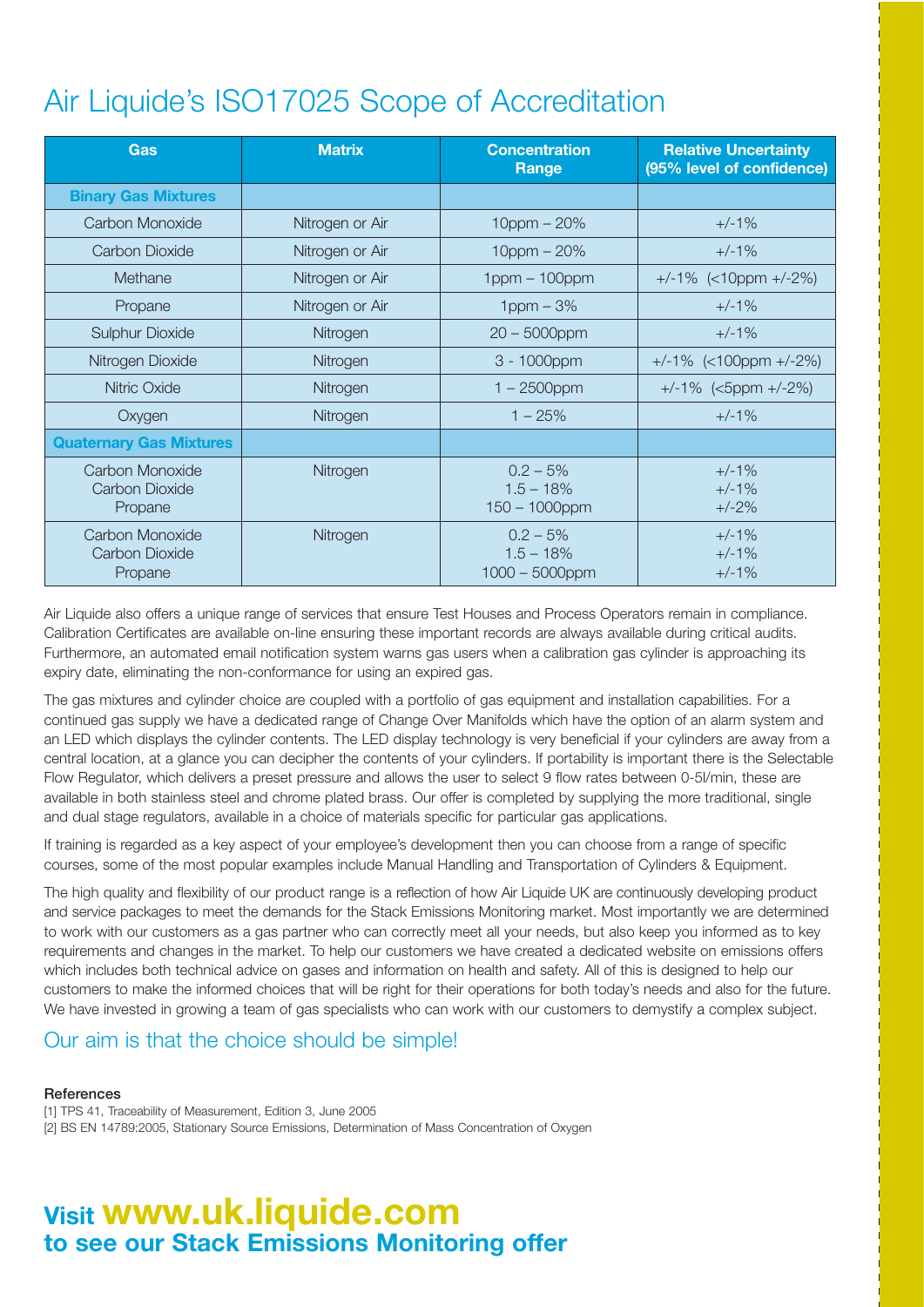# Air Liquide's ISO17025 Scope of Accreditation

| Gas | Matrix | Concentration Range | Relative Uncertainty (95% level of confidence) |
|---|---|---|---|
| **Binary Gas Mixtures** | | | |
| Carbon Monoxide | Nitrogen or Air | 10ppm – 20% | +/-1% |
| Carbon Dioxide | Nitrogen or Air | 10ppm – 20% | +/-1% |
| Methane | Nitrogen or Air | 1ppm – 100ppm | +/-1% (<10ppm +/-2%) |
| Propane | Nitrogen or Air | 1ppm – 3% | +/-1% |
| Sulphur Dioxide | Nitrogen | 20 – 5000ppm | +/-1% |
| Nitrogen Dioxide | Nitrogen | 3 - 1000ppm | +/-1% (<100ppm +/-2%) |
| Nitric Oxide | Nitrogen | 1 – 2500ppm | +/-1% (<5ppm +/-2%) |
| Oxygen | Nitrogen | 1 – 25% | +/-1% |
| **Quaternary Gas Mixtures** | | | |
| Carbon Monoxide<br>Carbon Dioxide<br>Propane | Nitrogen | 0.2 – 5%<br>1.5 – 18%<br>150 – 1000ppm | +/-1%<br>+/-1%<br>+/-2% |
| Carbon Monoxide<br>Carbon Dioxide<br>Propane | Nitrogen | 0.2 – 5%<br>1.5 – 18%<br>1000 – 5000ppm | +/-1%<br>+/-1%<br>+/-1% |

Air Liquide also offers a unique range of services that ensure Test Houses and Process Operators remain in compliance. Calibration Certificates are available on-line ensuring these important records are always available during critical audits. Furthermore, an automated email notification system warns gas users when a calibration gas cylinder is approaching its expiry date, eliminating the non-conformance for using an expired gas.

The gas mixtures and cylinder choice are coupled with a portfolio of gas equipment and installation capabilities. For a continued gas supply we have a dedicated range of Change Over Manifolds which have the option of an alarm system and an LED which displays the cylinder contents. The LED display technology is very beneficial if your cylinders are away from a central location, at a glance you can decipher the contents of your cylinders. If portability is important there is the Selectable Flow Regulator, which delivers a preset pressure and allows the user to select 9 flow rates between 0-5l/min, these are available in both stainless steel and chrome plated brass. Our offer is completed by supplying the more traditional, single and dual stage regulators, available in a choice of materials specific for particular gas applications.

If training is regarded as a key aspect of your employee's development then you can choose from a range of specific courses, some of the most popular examples include Manual Handling and Transportation of Cylinders & Equipment.

The high quality and flexibility of our product range is a reflection of how Air Liquide UK are continuously developing product and service packages to meet the demands for the Stack Emissions Monitoring market. Most importantly we are determined to work with our customers as a gas partner who can correctly meet all your needs, but also keep you informed as to key requirements and changes in the market. To help our customers we have created a dedicated website on emissions offers which includes both technical advice on gases and information on health and safety. All of this is designed to help our customers to make the informed choices that will be right for their operations for both today's needs and also for the future. We have invested in growing a team of gas specialists who can work with our customers to demystify a complex subject.

## Our aim is that the choice should be simple!

**References**

[1] TPS 41, Traceability of Measurement, Edition 3, June 2005

[2] BS EN 14789:2005, Stationary Source Emissions, Determination of Mass Concentration of Oxygen

## Visit www.uk.liquide.com to see our Stack Emissions Monitoring offer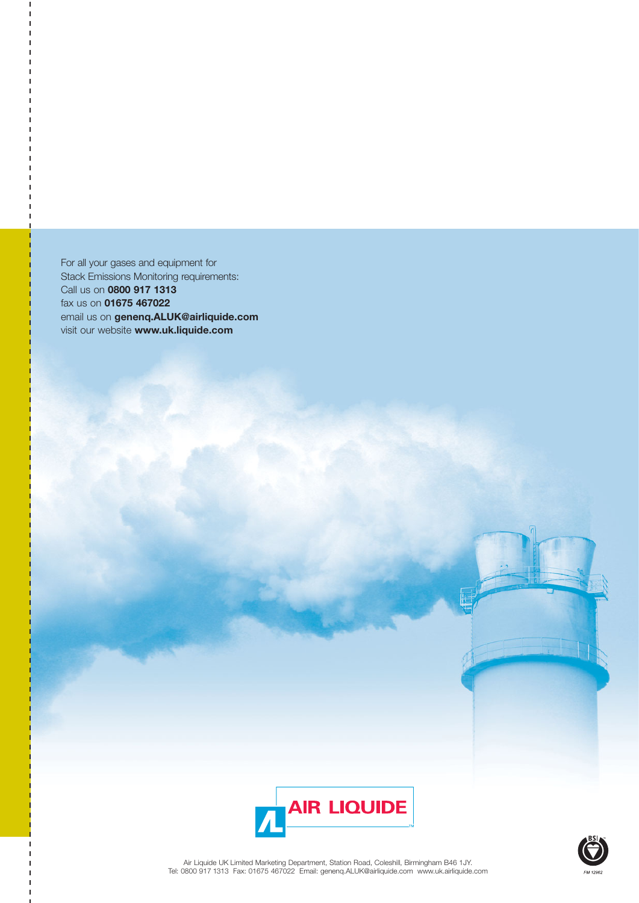For all your gases and equipment for
Stack Emissions Monitoring requirements:
Call us on **0800 917 1313**
fax us on **01675 467022**
email us on **genenq.ALUK@airliquide.com**
visit our website **www.uk.liquide.com**

AIR LIQUIDE

Air Liquide UK Limited Marketing Department, Station Road, Coleshill, Birmingham B46 1JY.
Tel: 0800 917 1313 Fax: 01675 467022 Email: genenq.ALUK@airliquide.com www.uk.airliquide.com

FM 12962